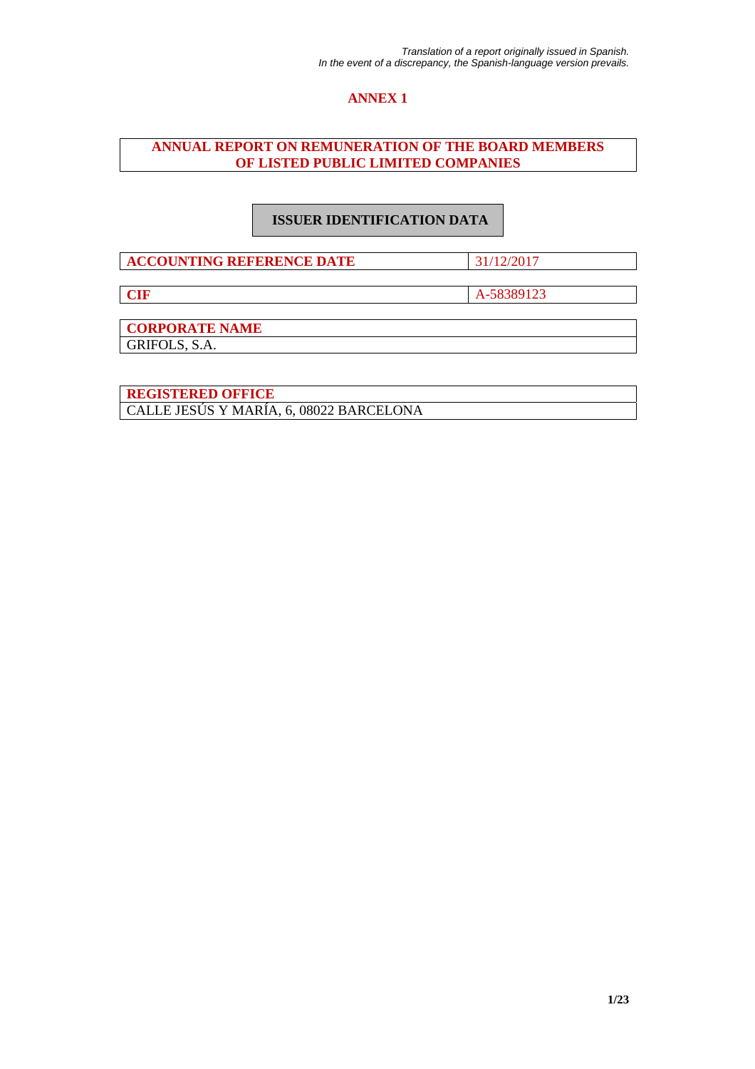*Translation of a report originally issued in Spanish.*
*In the event of a discrepancy, the Spanish-language version prevails.*

# ANNEX 1

## ANNUAL REPORT ON REMUNERATION OF THE BOARD MEMBERS OF LISTED PUBLIC LIMITED COMPANIES

### ISSUER IDENTIFICATION DATA

| ACCOUNTING REFERENCE DATE | 31/12/2017 |
|---|---|

| CIF | A-58389123 |
|---|---|

| CORPORATE NAME |
|---|
| GRIFOLS, S.A. |

| REGISTERED OFFICE |
|---|
| CALLE JESÚS Y MARÍA, 6, 08022 BARCELONA |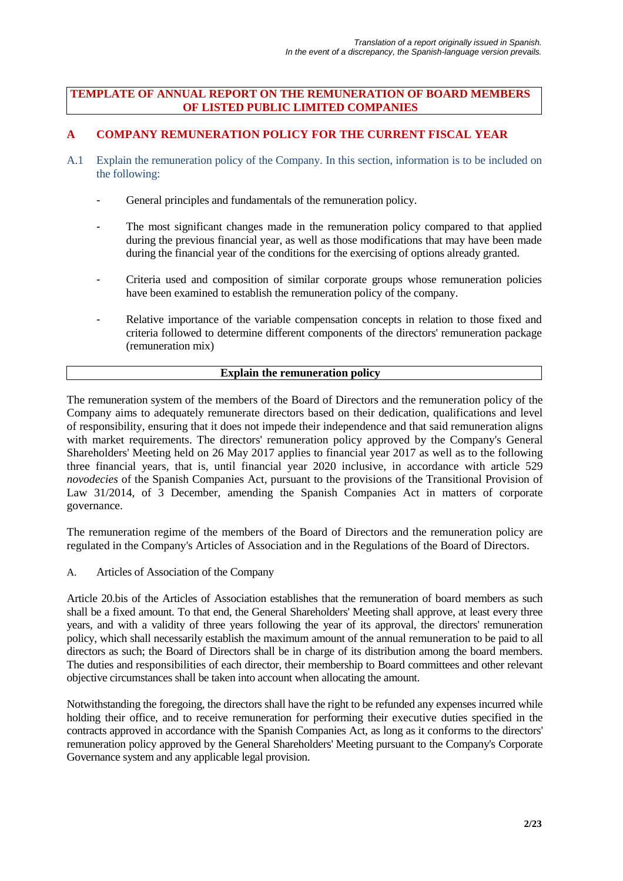*Translation of a report originally issued in Spanish.*
*In the event of a discrepancy, the Spanish-language version prevails.*

# TEMPLATE OF ANNUAL REPORT ON THE REMUNERATION OF BOARD MEMBERS OF LISTED PUBLIC LIMITED COMPANIES

## A COMPANY REMUNERATION POLICY FOR THE CURRENT FISCAL YEAR

A.1 Explain the remuneration policy of the Company. In this section, information is to be included on the following:

- General principles and fundamentals of the remuneration policy.
- The most significant changes made in the remuneration policy compared to that applied during the previous financial year, as well as those modifications that may have been made during the financial year of the conditions for the exercising of options already granted.
- Criteria used and composition of similar corporate groups whose remuneration policies have been examined to establish the remuneration policy of the company.
- Relative importance of the variable compensation concepts in relation to those fixed and criteria followed to determine different components of the directors' remuneration package (remuneration mix)

**Explain the remuneration policy**

The remuneration system of the members of the Board of Directors and the remuneration policy of the Company aims to adequately remunerate directors based on their dedication, qualifications and level of responsibility, ensuring that it does not impede their independence and that said remuneration aligns with market requirements. The directors' remuneration policy approved by the Company's General Shareholders' Meeting held on 26 May 2017 applies to financial year 2017 as well as to the following three financial years, that is, until financial year 2020 inclusive, in accordance with article 529 *novodecies* of the Spanish Companies Act, pursuant to the provisions of the Transitional Provision of Law 31/2014, of 3 December, amending the Spanish Companies Act in matters of corporate governance.

The remuneration regime of the members of the Board of Directors and the remuneration policy are regulated in the Company's Articles of Association and in the Regulations of the Board of Directors.

A. Articles of Association of the Company

Article 20.bis of the Articles of Association establishes that the remuneration of board members as such shall be a fixed amount. To that end, the General Shareholders' Meeting shall approve, at least every three years, and with a validity of three years following the year of its approval, the directors' remuneration policy, which shall necessarily establish the maximum amount of the annual remuneration to be paid to all directors as such; the Board of Directors shall be in charge of its distribution among the board members. The duties and responsibilities of each director, their membership to Board committees and other relevant objective circumstances shall be taken into account when allocating the amount.

Notwithstanding the foregoing, the directors shall have the right to be refunded any expenses incurred while holding their office, and to receive remuneration for performing their executive duties specified in the contracts approved in accordance with the Spanish Companies Act, as long as it conforms to the directors' remuneration policy approved by the General Shareholders' Meeting pursuant to the Company's Corporate Governance system and any applicable legal provision.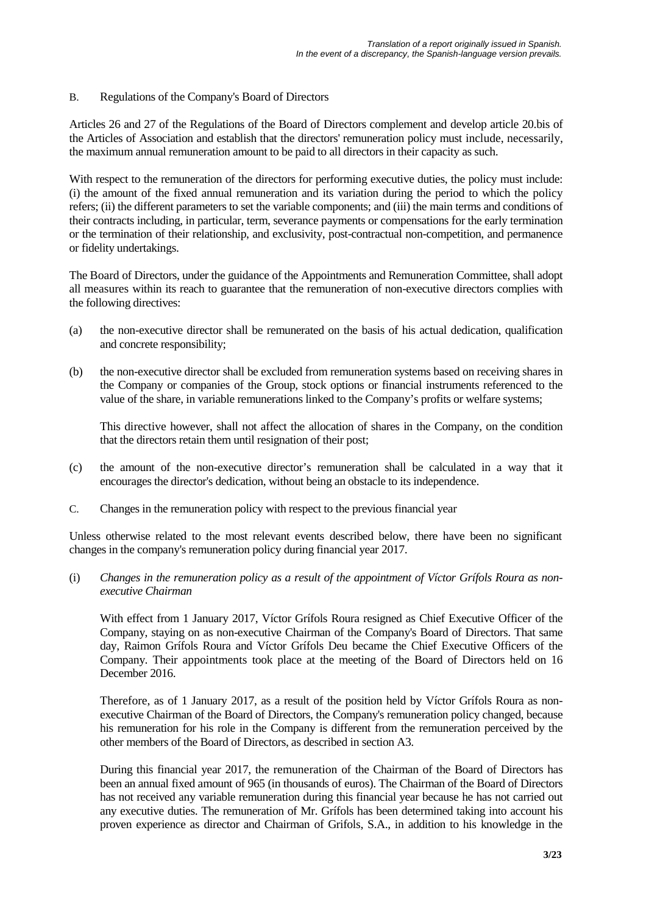*Translation of a report originally issued in Spanish.*
*In the event of a discrepancy, the Spanish-language version prevails.*

B. Regulations of the Company's Board of Directors

Articles 26 and 27 of the Regulations of the Board of Directors complement and develop article 20.bis of the Articles of Association and establish that the directors' remuneration policy must include, necessarily, the maximum annual remuneration amount to be paid to all directors in their capacity as such.

With respect to the remuneration of the directors for performing executive duties, the policy must include: (i) the amount of the fixed annual remuneration and its variation during the period to which the policy refers; (ii) the different parameters to set the variable components; and (iii) the main terms and conditions of their contracts including, in particular, term, severance payments or compensations for the early termination or the termination of their relationship, and exclusivity, post-contractual non-competition, and permanence or fidelity undertakings.

The Board of Directors, under the guidance of the Appointments and Remuneration Committee, shall adopt all measures within its reach to guarantee that the remuneration of non-executive directors complies with the following directives:

(a) the non-executive director shall be remunerated on the basis of his actual dedication, qualification and concrete responsibility;

(b) the non-executive director shall be excluded from remuneration systems based on receiving shares in the Company or companies of the Group, stock options or financial instruments referenced to the value of the share, in variable remunerations linked to the Company's profits or welfare systems;

    This directive however, shall not affect the allocation of shares in the Company, on the condition that the directors retain them until resignation of their post;

(c) the amount of the non-executive director's remuneration shall be calculated in a way that it encourages the director's dedication, without being an obstacle to its independence.

C. Changes in the remuneration policy with respect to the previous financial year

Unless otherwise related to the most relevant events described below, there have been no significant changes in the company's remuneration policy during financial year 2017.

(i) *Changes in the remuneration policy as a result of the appointment of Víctor Grífols Roura as non-executive Chairman*

    With effect from 1 January 2017, Víctor Grífols Roura resigned as Chief Executive Officer of the Company, staying on as non-executive Chairman of the Company's Board of Directors. That same day, Raimon Grífols Roura and Víctor Grífols Deu became the Chief Executive Officers of the Company. Their appointments took place at the meeting of the Board of Directors held on 16 December 2016.

    Therefore, as of 1 January 2017, as a result of the position held by Víctor Grífols Roura as non-executive Chairman of the Board of Directors, the Company's remuneration policy changed, because his remuneration for his role in the Company is different from the remuneration perceived by the other members of the Board of Directors, as described in section A3.

    During this financial year 2017, the remuneration of the Chairman of the Board of Directors has been an annual fixed amount of 965 (in thousands of euros). The Chairman of the Board of Directors has not received any variable remuneration during this financial year because he has not carried out any executive duties. The remuneration of Mr. Grífols has been determined taking into account his proven experience as director and Chairman of Grifols, S.A., in addition to his knowledge in the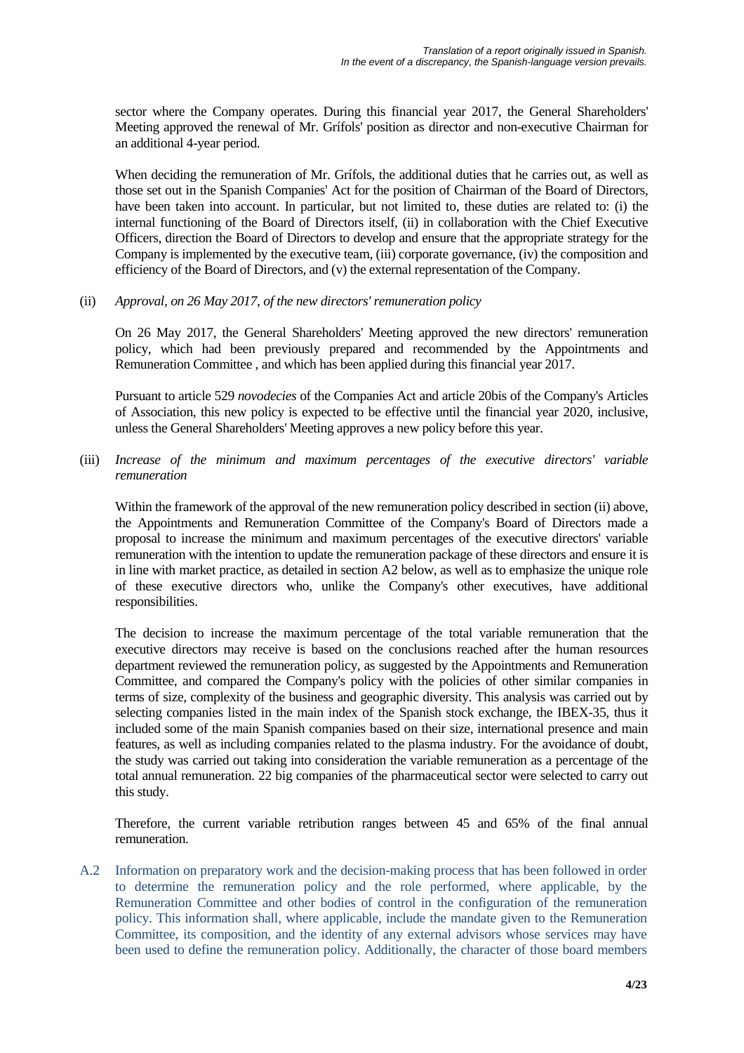sector where the Company operates. During this financial year 2017, the General Shareholders' Meeting approved the renewal of Mr. Grífols' position as director and non-executive Chairman for an additional 4-year period.

When deciding the remuneration of Mr. Grífols, the additional duties that he carries out, as well as those set out in the Spanish Companies' Act for the position of Chairman of the Board of Directors, have been taken into account. In particular, but not limited to, these duties are related to: (i) the internal functioning of the Board of Directors itself, (ii) in collaboration with the Chief Executive Officers, direction the Board of Directors to develop and ensure that the appropriate strategy for the Company is implemented by the executive team, (iii) corporate governance, (iv) the composition and efficiency of the Board of Directors, and (v) the external representation of the Company.

(ii) *Approval, on 26 May 2017, of the new directors' remuneration policy*

On 26 May 2017, the General Shareholders' Meeting approved the new directors' remuneration policy, which had been previously prepared and recommended by the Appointments and Remuneration Committee , and which has been applied during this financial year 2017.

Pursuant to article 529 *novodecies* of the Companies Act and article 20bis of the Company's Articles of Association, this new policy is expected to be effective until the financial year 2020, inclusive, unless the General Shareholders' Meeting approves a new policy before this year.

(iii) *Increase of the minimum and maximum percentages of the executive directors' variable remuneration*

Within the framework of the approval of the new remuneration policy described in section (ii) above, the Appointments and Remuneration Committee of the Company's Board of Directors made a proposal to increase the minimum and maximum percentages of the executive directors' variable remuneration with the intention to update the remuneration package of these directors and ensure it is in line with market practice, as detailed in section A2 below, as well as to emphasize the unique role of these executive directors who, unlike the Company's other executives, have additional responsibilities.

The decision to increase the maximum percentage of the total variable remuneration that the executive directors may receive is based on the conclusions reached after the human resources department reviewed the remuneration policy, as suggested by the Appointments and Remuneration Committee, and compared the Company's policy with the policies of other similar companies in terms of size, complexity of the business and geographic diversity. This analysis was carried out by selecting companies listed in the main index of the Spanish stock exchange, the IBEX-35, thus it included some of the main Spanish companies based on their size, international presence and main features, as well as including companies related to the plasma industry. For the avoidance of doubt, the study was carried out taking into consideration the variable remuneration as a percentage of the total annual remuneration. 22 big companies of the pharmaceutical sector were selected to carry out this study.

Therefore, the current variable retribution ranges between 45 and 65% of the final annual remuneration.

A.2 Information on preparatory work and the decision-making process that has been followed in order to determine the remuneration policy and the role performed, where applicable, by the Remuneration Committee and other bodies of control in the configuration of the remuneration policy. This information shall, where applicable, include the mandate given to the Remuneration Committee, its composition, and the identity of any external advisors whose services may have been used to define the remuneration policy. Additionally, the character of those board members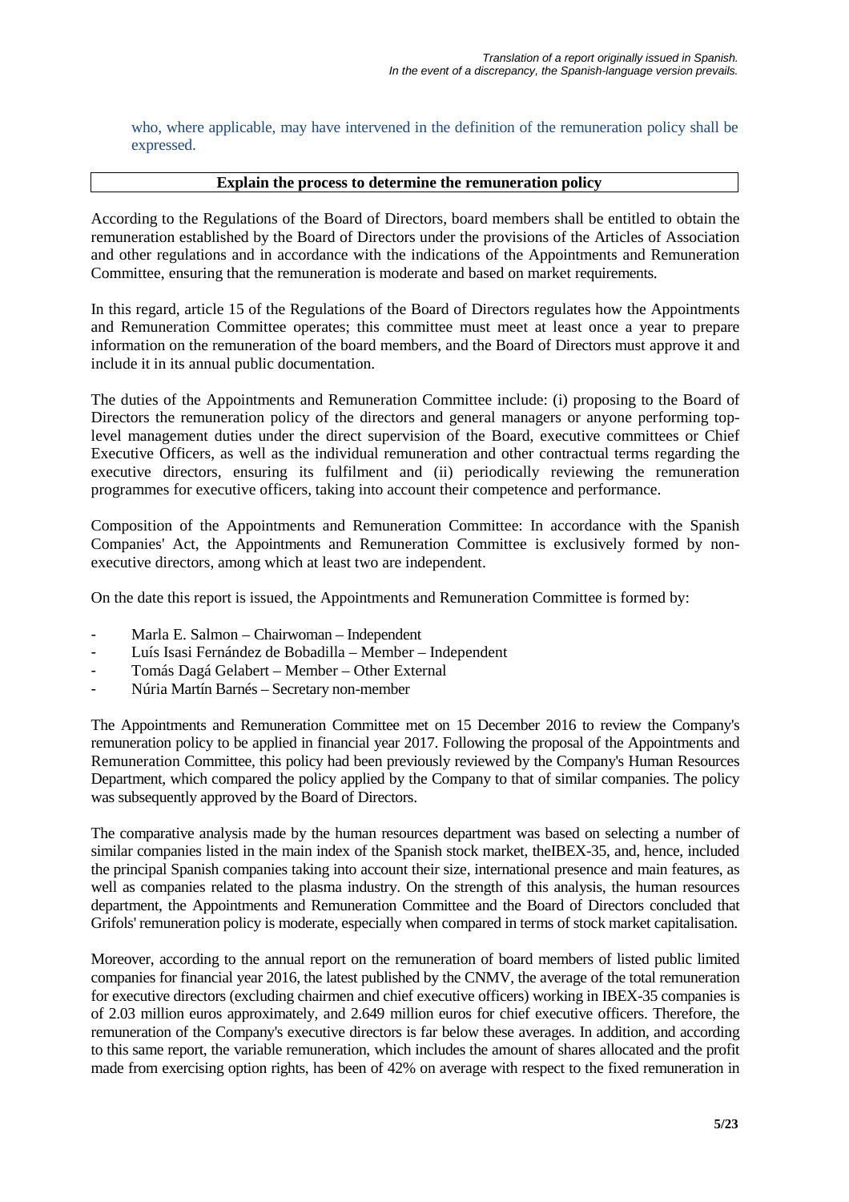who, where applicable, may have intervened in the definition of the remuneration policy shall be expressed.

| **Explain the process to determine the remuneration policy** |
| --- |

According to the Regulations of the Board of Directors, board members shall be entitled to obtain the remuneration established by the Board of Directors under the provisions of the Articles of Association and other regulations and in accordance with the indications of the Appointments and Remuneration Committee, ensuring that the remuneration is moderate and based on market requirements.

In this regard, article 15 of the Regulations of the Board of Directors regulates how the Appointments and Remuneration Committee operates; this committee must meet at least once a year to prepare information on the remuneration of the board members, and the Board of Directors must approve it and include it in its annual public documentation.

The duties of the Appointments and Remuneration Committee include: (i) proposing to the Board of Directors the remuneration policy of the directors and general managers or anyone performing top-level management duties under the direct supervision of the Board, executive committees or Chief Executive Officers, as well as the individual remuneration and other contractual terms regarding the executive directors, ensuring its fulfilment and (ii) periodically reviewing the remuneration programmes for executive officers, taking into account their competence and performance.

Composition of the Appointments and Remuneration Committee: In accordance with the Spanish Companies' Act, the Appointments and Remuneration Committee is exclusively formed by non-executive directors, among which at least two are independent.

On the date this report is issued, the Appointments and Remuneration Committee is formed by:

- Marla E. Salmon – Chairwoman – Independent
- Luís Isasi Fernández de Bobadilla – Member – Independent
- Tomás Dagá Gelabert – Member – Other External
- Núria Martín Barnés – Secretary non-member

The Appointments and Remuneration Committee met on 15 December 2016 to review the Company's remuneration policy to be applied in financial year 2017. Following the proposal of the Appointments and Remuneration Committee, this policy had been previously reviewed by the Company's Human Resources Department, which compared the policy applied by the Company to that of similar companies. The policy was subsequently approved by the Board of Directors.

The comparative analysis made by the human resources department was based on selecting a number of similar companies listed in the main index of the Spanish stock market, theIBEX-35, and, hence, included the principal Spanish companies taking into account their size, international presence and main features, as well as companies related to the plasma industry. On the strength of this analysis, the human resources department, the Appointments and Remuneration Committee and the Board of Directors concluded that Grifols' remuneration policy is moderate, especially when compared in terms of stock market capitalisation.

Moreover, according to the annual report on the remuneration of board members of listed public limited companies for financial year 2016, the latest published by the CNMV, the average of the total remuneration for executive directors (excluding chairmen and chief executive officers) working in IBEX-35 companies is of 2.03 million euros approximately, and 2.649 million euros for chief executive officers. Therefore, the remuneration of the Company's executive directors is far below these averages. In addition, and according to this same report, the variable remuneration, which includes the amount of shares allocated and the profit made from exercising option rights, has been of 42% on average with respect to the fixed remuneration in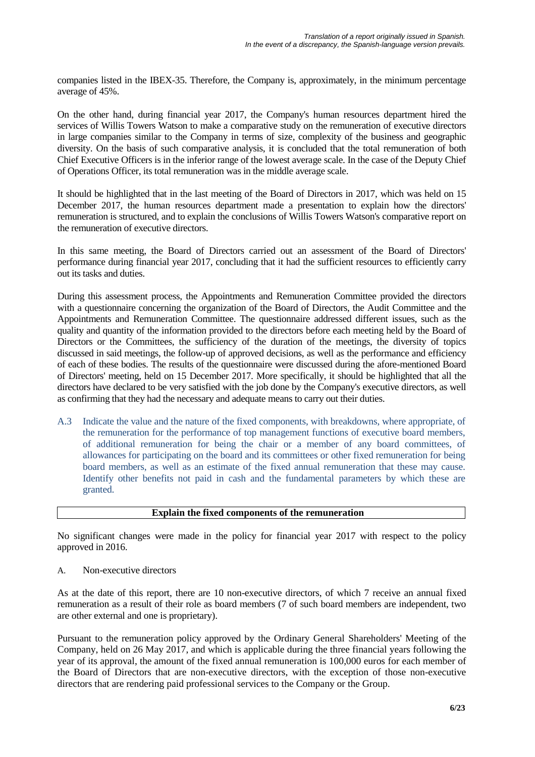companies listed in the IBEX-35. Therefore, the Company is, approximately, in the minimum percentage average of 45%.

On the other hand, during financial year 2017, the Company's human resources department hired the services of Willis Towers Watson to make a comparative study on the remuneration of executive directors in large companies similar to the Company in terms of size, complexity of the business and geographic diversity. On the basis of such comparative analysis, it is concluded that the total remuneration of both Chief Executive Officers is in the inferior range of the lowest average scale. In the case of the Deputy Chief of Operations Officer, its total remuneration was in the middle average scale.

It should be highlighted that in the last meeting of the Board of Directors in 2017, which was held on 15 December 2017, the human resources department made a presentation to explain how the directors' remuneration is structured, and to explain the conclusions of Willis Towers Watson's comparative report on the remuneration of executive directors.

In this same meeting, the Board of Directors carried out an assessment of the Board of Directors' performance during financial year 2017, concluding that it had the sufficient resources to efficiently carry out its tasks and duties.

During this assessment process, the Appointments and Remuneration Committee provided the directors with a questionnaire concerning the organization of the Board of Directors, the Audit Committee and the Appointments and Remuneration Committee. The questionnaire addressed different issues, such as the quality and quantity of the information provided to the directors before each meeting held by the Board of Directors or the Committees, the sufficiency of the duration of the meetings, the diversity of topics discussed in said meetings, the follow-up of approved decisions, as well as the performance and efficiency of each of these bodies. The results of the questionnaire were discussed during the afore-mentioned Board of Directors' meeting, held on 15 December 2017. More specifically, it should be highlighted that all the directors have declared to be very satisfied with the job done by the Company's executive directors, as well as confirming that they had the necessary and adequate means to carry out their duties.

A.3 Indicate the value and the nature of the fixed components, with breakdowns, where appropriate, of the remuneration for the performance of top management functions of executive board members, of additional remuneration for being the chair or a member of any board committees, of allowances for participating on the board and its committees or other fixed remuneration for being board members, as well as an estimate of the fixed annual remuneration that these may cause. Identify other benefits not paid in cash and the fundamental parameters by which these are granted.

| **Explain the fixed components of the remuneration** |
|---|

No significant changes were made in the policy for financial year 2017 with respect to the policy approved in 2016.

A. Non-executive directors

As at the date of this report, there are 10 non-executive directors, of which 7 receive an annual fixed remuneration as a result of their role as board members (7 of such board members are independent, two are other external and one is proprietary).

Pursuant to the remuneration policy approved by the Ordinary General Shareholders' Meeting of the Company, held on 26 May 2017, and which is applicable during the three financial years following the year of its approval, the amount of the fixed annual remuneration is 100,000 euros for each member of the Board of Directors that are non-executive directors, with the exception of those non-executive directors that are rendering paid professional services to the Company or the Group.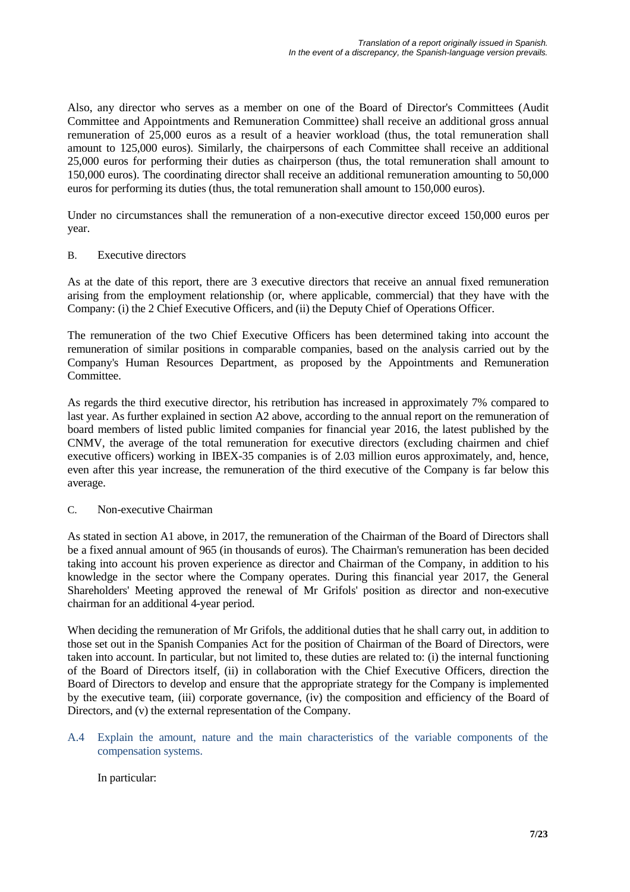Also, any director who serves as a member on one of the Board of Director's Committees (Audit Committee and Appointments and Remuneration Committee) shall receive an additional gross annual remuneration of 25,000 euros as a result of a heavier workload (thus, the total remuneration shall amount to 125,000 euros). Similarly, the chairpersons of each Committee shall receive an additional 25,000 euros for performing their duties as chairperson (thus, the total remuneration shall amount to 150,000 euros). The coordinating director shall receive an additional remuneration amounting to 50,000 euros for performing its duties (thus, the total remuneration shall amount to 150,000 euros).

Under no circumstances shall the remuneration of a non-executive director exceed 150,000 euros per year.

B. Executive directors

As at the date of this report, there are 3 executive directors that receive an annual fixed remuneration arising from the employment relationship (or, where applicable, commercial) that they have with the Company: (i) the 2 Chief Executive Officers, and (ii) the Deputy Chief of Operations Officer.

The remuneration of the two Chief Executive Officers has been determined taking into account the remuneration of similar positions in comparable companies, based on the analysis carried out by the Company's Human Resources Department, as proposed by the Appointments and Remuneration Committee.

As regards the third executive director, his retribution has increased in approximately 7% compared to last year. As further explained in section A2 above, according to the annual report on the remuneration of board members of listed public limited companies for financial year 2016, the latest published by the CNMV, the average of the total remuneration for executive directors (excluding chairmen and chief executive officers) working in IBEX-35 companies is of 2.03 million euros approximately, and, hence, even after this year increase, the remuneration of the third executive of the Company is far below this average.

C. Non-executive Chairman

As stated in section A1 above, in 2017, the remuneration of the Chairman of the Board of Directors shall be a fixed annual amount of 965 (in thousands of euros). The Chairman's remuneration has been decided taking into account his proven experience as director and Chairman of the Company, in addition to his knowledge in the sector where the Company operates. During this financial year 2017, the General Shareholders' Meeting approved the renewal of Mr Grifols' position as director and non-executive chairman for an additional 4-year period.

When deciding the remuneration of Mr Grifols, the additional duties that he shall carry out, in addition to those set out in the Spanish Companies Act for the position of Chairman of the Board of Directors, were taken into account. In particular, but not limited to, these duties are related to: (i) the internal functioning of the Board of Directors itself, (ii) in collaboration with the Chief Executive Officers, direction the Board of Directors to develop and ensure that the appropriate strategy for the Company is implemented by the executive team, (iii) corporate governance, (iv) the composition and efficiency of the Board of Directors, and (v) the external representation of the Company.

### A.4 Explain the amount, nature and the main characteristics of the variable components of the compensation systems.

In particular: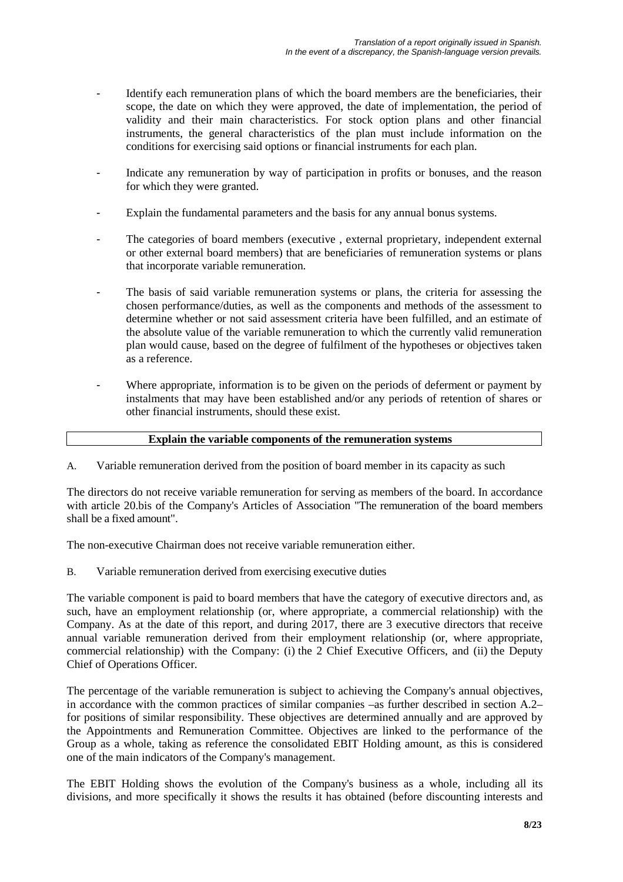- Identify each remuneration plans of which the board members are the beneficiaries, their scope, the date on which they were approved, the date of implementation, the period of validity and their main characteristics. For stock option plans and other financial instruments, the general characteristics of the plan must include information on the conditions for exercising said options or financial instruments for each plan.

- Indicate any remuneration by way of participation in profits or bonuses, and the reason for which they were granted.

- Explain the fundamental parameters and the basis for any annual bonus systems.

- The categories of board members (executive , external proprietary, independent external or other external board members) that are beneficiaries of remuneration systems or plans that incorporate variable remuneration.

- The basis of said variable remuneration systems or plans, the criteria for assessing the chosen performance/duties, as well as the components and methods of the assessment to determine whether or not said assessment criteria have been fulfilled, and an estimate of the absolute value of the variable remuneration to which the currently valid remuneration plan would cause, based on the degree of fulfilment of the hypotheses or objectives taken as a reference.

- Where appropriate, information is to be given on the periods of deferment or payment by instalments that may have been established and/or any periods of retention of shares or other financial instruments, should these exist.

| **Explain the variable components of the remuneration systems** |
| --- |

A. Variable remuneration derived from the position of board member in its capacity as such

The directors do not receive variable remuneration for serving as members of the board. In accordance with article 20.bis of the Company's Articles of Association "The remuneration of the board members shall be a fixed amount".

The non-executive Chairman does not receive variable remuneration either.

B. Variable remuneration derived from exercising executive duties

The variable component is paid to board members that have the category of executive directors and, as such, have an employment relationship (or, where appropriate, a commercial relationship) with the Company. As at the date of this report, and during 2017, there are 3 executive directors that receive annual variable remuneration derived from their employment relationship (or, where appropriate, commercial relationship) with the Company: (i) the 2 Chief Executive Officers, and (ii) the Deputy Chief of Operations Officer.

The percentage of the variable remuneration is subject to achieving the Company's annual objectives, in accordance with the common practices of similar companies –as further described in section A.2– for positions of similar responsibility. These objectives are determined annually and are approved by the Appointments and Remuneration Committee. Objectives are linked to the performance of the Group as a whole, taking as reference the consolidated EBIT Holding amount, as this is considered one of the main indicators of the Company's management.

The EBIT Holding shows the evolution of the Company's business as a whole, including all its divisions, and more specifically it shows the results it has obtained (before discounting interests and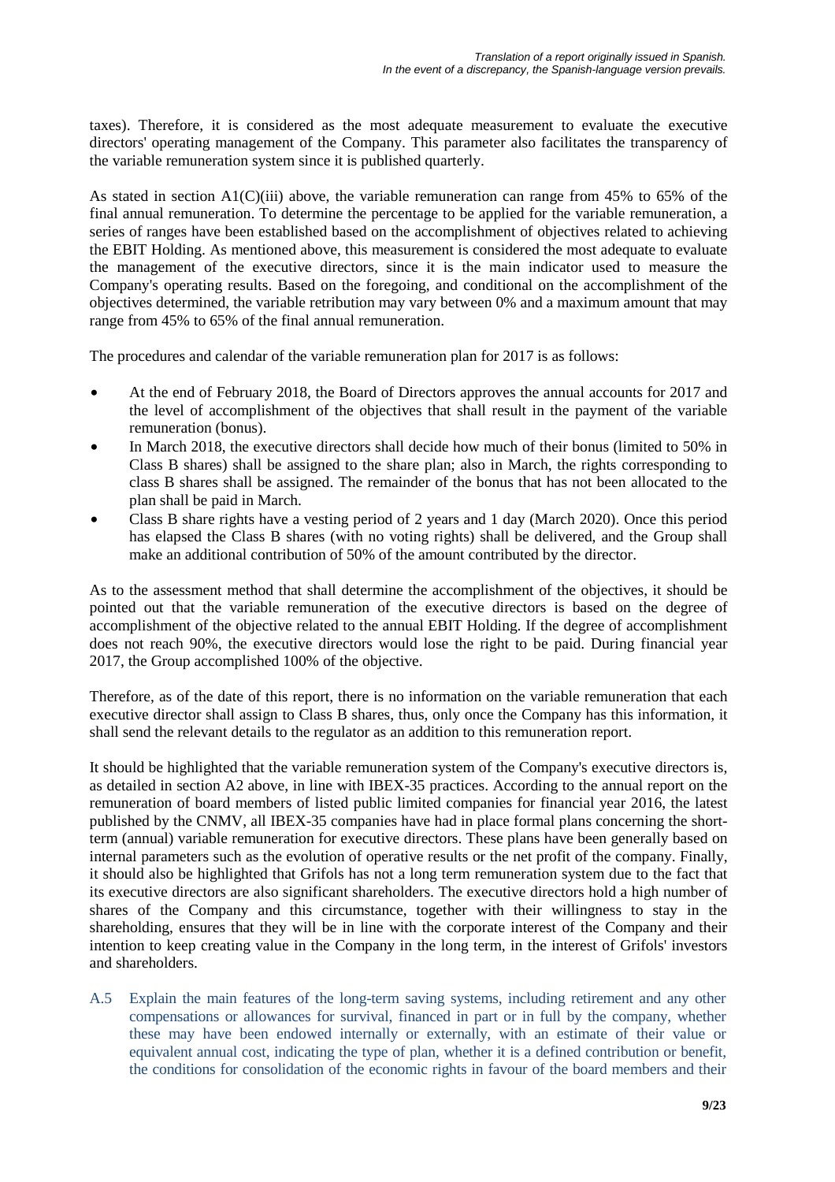taxes). Therefore, it is considered as the most adequate measurement to evaluate the executive directors' operating management of the Company. This parameter also facilitates the transparency of the variable remuneration system since it is published quarterly.

As stated in section A1(C)(iii) above, the variable remuneration can range from 45% to 65% of the final annual remuneration. To determine the percentage to be applied for the variable remuneration, a series of ranges have been established based on the accomplishment of objectives related to achieving the EBIT Holding. As mentioned above, this measurement is considered the most adequate to evaluate the management of the executive directors, since it is the main indicator used to measure the Company's operating results. Based on the foregoing, and conditional on the accomplishment of the objectives determined, the variable retribution may vary between 0% and a maximum amount that may range from 45% to 65% of the final annual remuneration.

The procedures and calendar of the variable remuneration plan for 2017 is as follows:

- At the end of February 2018, the Board of Directors approves the annual accounts for 2017 and the level of accomplishment of the objectives that shall result in the payment of the variable remuneration (bonus).
- In March 2018, the executive directors shall decide how much of their bonus (limited to 50% in Class B shares) shall be assigned to the share plan; also in March, the rights corresponding to class B shares shall be assigned. The remainder of the bonus that has not been allocated to the plan shall be paid in March.
- Class B share rights have a vesting period of 2 years and 1 day (March 2020). Once this period has elapsed the Class B shares (with no voting rights) shall be delivered, and the Group shall make an additional contribution of 50% of the amount contributed by the director.

As to the assessment method that shall determine the accomplishment of the objectives, it should be pointed out that the variable remuneration of the executive directors is based on the degree of accomplishment of the objective related to the annual EBIT Holding. If the degree of accomplishment does not reach 90%, the executive directors would lose the right to be paid. During financial year 2017, the Group accomplished 100% of the objective.

Therefore, as of the date of this report, there is no information on the variable remuneration that each executive director shall assign to Class B shares, thus, only once the Company has this information, it shall send the relevant details to the regulator as an addition to this remuneration report.

It should be highlighted that the variable remuneration system of the Company's executive directors is, as detailed in section A2 above, in line with IBEX-35 practices. According to the annual report on the remuneration of board members of listed public limited companies for financial year 2016, the latest published by the CNMV, all IBEX-35 companies have had in place formal plans concerning the short-term (annual) variable remuneration for executive directors. These plans have been generally based on internal parameters such as the evolution of operative results or the net profit of the company. Finally, it should also be highlighted that Grifols has not a long term remuneration system due to the fact that its executive directors are also significant shareholders. The executive directors hold a high number of shares of the Company and this circumstance, together with their willingness to stay in the shareholding, ensures that they will be in line with the corporate interest of the Company and their intention to keep creating value in the Company in the long term, in the interest of Grifols' investors and shareholders.

A.5 Explain the main features of the long-term saving systems, including retirement and any other compensations or allowances for survival, financed in part or in full by the company, whether these may have been endowed internally or externally, with an estimate of their value or equivalent annual cost, indicating the type of plan, whether it is a defined contribution or benefit, the conditions for consolidation of the economic rights in favour of the board members and their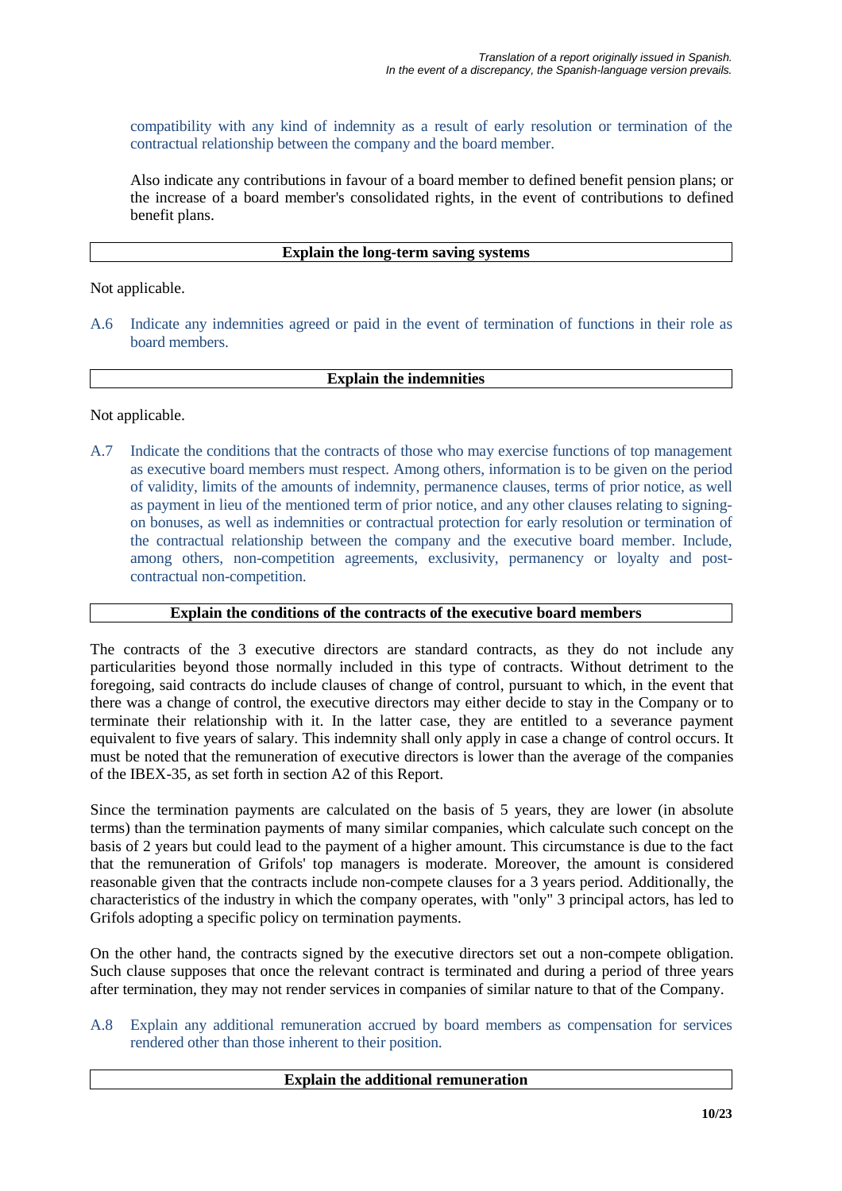compatibility with any kind of indemnity as a result of early resolution or termination of the contractual relationship between the company and the board member.

Also indicate any contributions in favour of a board member to defined benefit pension plans; or the increase of a board member's consolidated rights, in the event of contributions to defined benefit plans.

| **Explain the long-term saving systems** |
|---|

Not applicable.

A.6 Indicate any indemnities agreed or paid in the event of termination of functions in their role as board members.

| **Explain the indemnities** |
|---|

Not applicable.

A.7 Indicate the conditions that the contracts of those who may exercise functions of top management as executive board members must respect. Among others, information is to be given on the period of validity, limits of the amounts of indemnity, permanence clauses, terms of prior notice, as well as payment in lieu of the mentioned term of prior notice, and any other clauses relating to signing-on bonuses, as well as indemnities or contractual protection for early resolution or termination of the contractual relationship between the company and the executive board member. Include, among others, non-competition agreements, exclusivity, permanency or loyalty and post-contractual non-competition.

| **Explain the conditions of the contracts of the executive board members** |
|---|

The contracts of the 3 executive directors are standard contracts, as they do not include any particularities beyond those normally included in this type of contracts. Without detriment to the foregoing, said contracts do include clauses of change of control, pursuant to which, in the event that there was a change of control, the executive directors may either decide to stay in the Company or to terminate their relationship with it. In the latter case, they are entitled to a severance payment equivalent to five years of salary. This indemnity shall only apply in case a change of control occurs. It must be noted that the remuneration of executive directors is lower than the average of the companies of the IBEX-35, as set forth in section A2 of this Report.

Since the termination payments are calculated on the basis of 5 years, they are lower (in absolute terms) than the termination payments of many similar companies, which calculate such concept on the basis of 2 years but could lead to the payment of a higher amount. This circumstance is due to the fact that the remuneration of Grifols' top managers is moderate. Moreover, the amount is considered reasonable given that the contracts include non-compete clauses for a 3 years period. Additionally, the characteristics of the industry in which the company operates, with "only" 3 principal actors, has led to Grifols adopting a specific policy on termination payments.

On the other hand, the contracts signed by the executive directors set out a non-compete obligation. Such clause supposes that once the relevant contract is terminated and during a period of three years after termination, they may not render services in companies of similar nature to that of the Company.

A.8 Explain any additional remuneration accrued by board members as compensation for services rendered other than those inherent to their position.

| **Explain the additional remuneration** |
|---|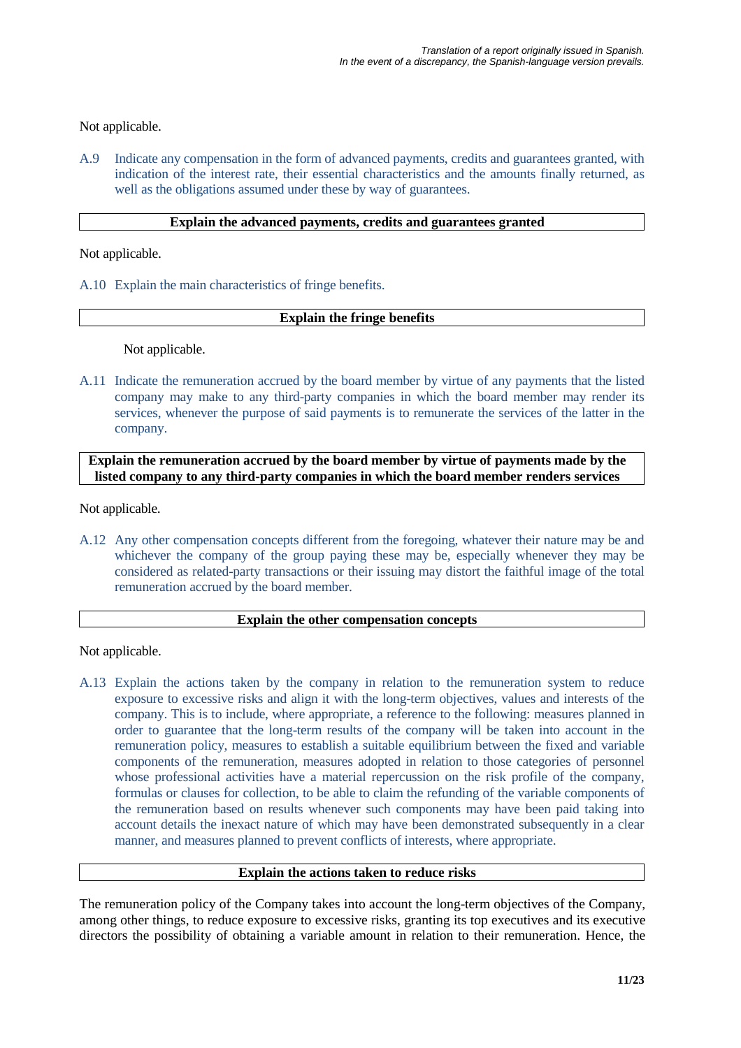Not applicable.

A.9 Indicate any compensation in the form of advanced payments, credits and guarantees granted, with indication of the interest rate, their essential characteristics and the amounts finally returned, as well as the obligations assumed under these by way of guarantees.

| Explain the advanced payments, credits and guarantees granted |
|---|

Not applicable.

A.10 Explain the main characteristics of fringe benefits.

| Explain the fringe benefits |
|---|

Not applicable.

A.11 Indicate the remuneration accrued by the board member by virtue of any payments that the listed company may make to any third-party companies in which the board member may render its services, whenever the purpose of said payments is to remunerate the services of the latter in the company.

| Explain the remuneration accrued by the board member by virtue of payments made by the listed company to any third-party companies in which the board member renders services |
|---|

Not applicable.

A.12 Any other compensation concepts different from the foregoing, whatever their nature may be and whichever the company of the group paying these may be, especially whenever they may be considered as related-party transactions or their issuing may distort the faithful image of the total remuneration accrued by the board member.

| Explain the other compensation concepts |
|---|

Not applicable.

A.13 Explain the actions taken by the company in relation to the remuneration system to reduce exposure to excessive risks and align it with the long-term objectives, values and interests of the company. This is to include, where appropriate, a reference to the following: measures planned in order to guarantee that the long-term results of the company will be taken into account in the remuneration policy, measures to establish a suitable equilibrium between the fixed and variable components of the remuneration, measures adopted in relation to those categories of personnel whose professional activities have a material repercussion on the risk profile of the company, formulas or clauses for collection, to be able to claim the refunding of the variable components of the remuneration based on results whenever such components may have been paid taking into account details the inexact nature of which may have been demonstrated subsequently in a clear manner, and measures planned to prevent conflicts of interests, where appropriate.

| Explain the actions taken to reduce risks |
|---|

The remuneration policy of the Company takes into account the long-term objectives of the Company, among other things, to reduce exposure to excessive risks, granting its top executives and its executive directors the possibility of obtaining a variable amount in relation to their remuneration. Hence, the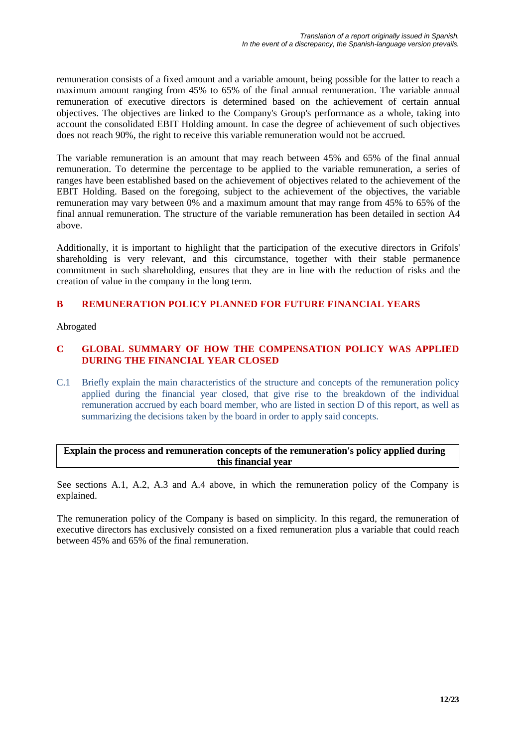remuneration consists of a fixed amount and a variable amount, being possible for the latter to reach a maximum amount ranging from 45% to 65% of the final annual remuneration. The variable annual remuneration of executive directors is determined based on the achievement of certain annual objectives. The objectives are linked to the Company's Group's performance as a whole, taking into account the consolidated EBIT Holding amount. In case the degree of achievement of such objectives does not reach 90%, the right to receive this variable remuneration would not be accrued.

The variable remuneration is an amount that may reach between 45% and 65% of the final annual remuneration. To determine the percentage to be applied to the variable remuneration, a series of ranges have been established based on the achievement of objectives related to the achievement of the EBIT Holding. Based on the foregoing, subject to the achievement of the objectives, the variable remuneration may vary between 0% and a maximum amount that may range from 45% to 65% of the final annual remuneration. The structure of the variable remuneration has been detailed in section A4 above.

Additionally, it is important to highlight that the participation of the executive directors in Grifols' shareholding is very relevant, and this circumstance, together with their stable permanence commitment in such shareholding, ensures that they are in line with the reduction of risks and the creation of value in the company in the long term.

## B REMUNERATION POLICY PLANNED FOR FUTURE FINANCIAL YEARS

Abrogated

## C GLOBAL SUMMARY OF HOW THE COMPENSATION POLICY WAS APPLIED DURING THE FINANCIAL YEAR CLOSED

C.1 Briefly explain the main characteristics of the structure and concepts of the remuneration policy applied during the financial year closed, that give rise to the breakdown of the individual remuneration accrued by each board member, who are listed in section D of this report, as well as summarizing the decisions taken by the board in order to apply said concepts.

| **Explain the process and remuneration concepts of the remuneration's policy applied during this financial year** |
|---|

See sections A.1, A.2, A.3 and A.4 above, in which the remuneration policy of the Company is explained.

The remuneration policy of the Company is based on simplicity. In this regard, the remuneration of executive directors has exclusively consisted on a fixed remuneration plus a variable that could reach between 45% and 65% of the final remuneration.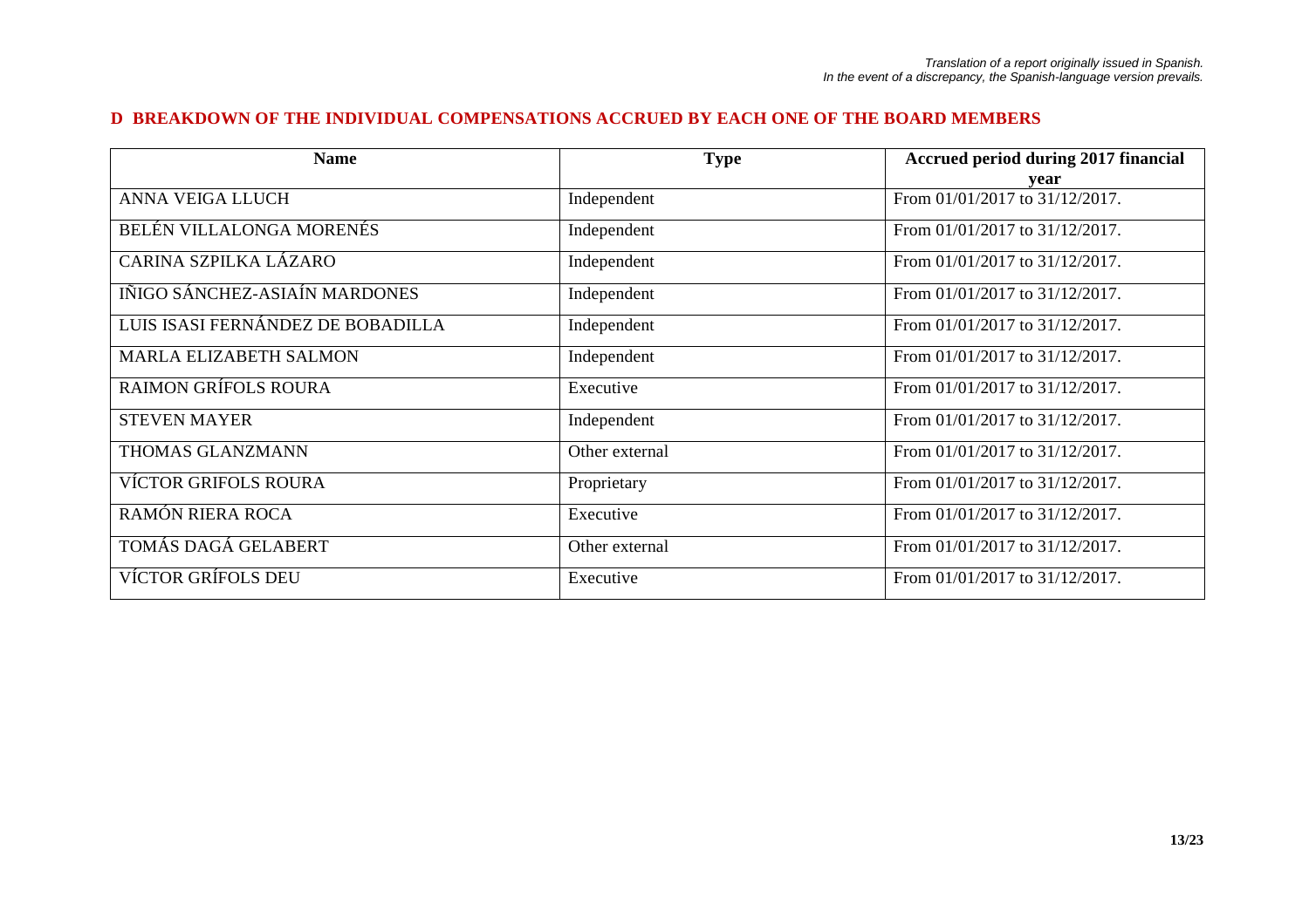*Translation of a report originally issued in Spanish.*
*In the event of a discrepancy, the Spanish-language version prevails.*

## D BREAKDOWN OF THE INDIVIDUAL COMPENSATIONS ACCRUED BY EACH ONE OF THE BOARD MEMBERS

| Name | Type | Accrued period during 2017 financial year |
|---|---|---|
| ANNA VEIGA LLUCH | Independent | From 01/01/2017 to 31/12/2017. |
| BELÉN VILLALONGA MORENÉS | Independent | From 01/01/2017 to 31/12/2017. |
| CARINA SZPILKA LÁZARO | Independent | From 01/01/2017 to 31/12/2017. |
| IÑIGO SÁNCHEZ-ASIAÍN MARDONES | Independent | From 01/01/2017 to 31/12/2017. |
| LUIS ISASI FERNÁNDEZ DE BOBADILLA | Independent | From 01/01/2017 to 31/12/2017. |
| MARLA ELIZABETH SALMON | Independent | From 01/01/2017 to 31/12/2017. |
| RAIMON GRÍFOLS ROURA | Executive | From 01/01/2017 to 31/12/2017. |
| STEVEN MAYER | Independent | From 01/01/2017 to 31/12/2017. |
| THOMAS GLANZMANN | Other external | From 01/01/2017 to 31/12/2017. |
| VÍCTOR GRIFOLS ROURA | Proprietary | From 01/01/2017 to 31/12/2017. |
| RAMÓN RIERA ROCA | Executive | From 01/01/2017 to 31/12/2017. |
| TOMÁS DAGÁ GELABERT | Other external | From 01/01/2017 to 31/12/2017. |
| VÍCTOR GRÍFOLS DEU | Executive | From 01/01/2017 to 31/12/2017. |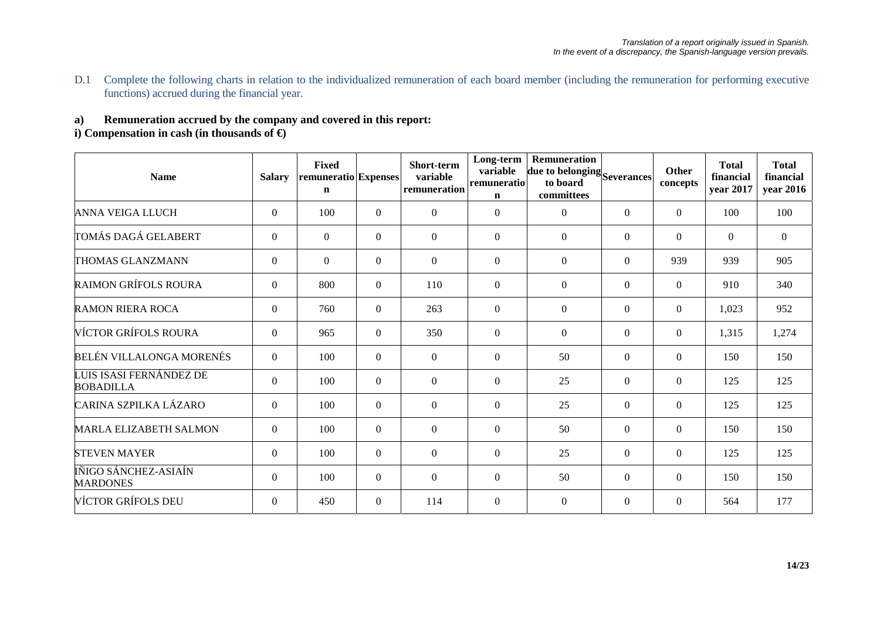*Translation of a report originally issued in Spanish.*
*In the event of a discrepancy, the Spanish-language version prevails.*

D.1 Complete the following charts in relation to the individualized remuneration of each board member (including the remuneration for performing executive functions) accrued during the financial year.

**a) Remuneration accrued by the company and covered in this report:**

**i) Compensation in cash (in thousands of €)**

| Name | Salary | Fixed remuneration | Expenses | Short-term variable remuneration | Long-term variable remuneration | Remuneration due to belonging to board committees | Severances | Other concepts | Total financial year 2017 | Total financial year 2016 |
|---|---|---|---|---|---|---|---|---|---|---|
| ANNA VEIGA LLUCH | 0 | 100 | 0 | 0 | 0 | 0 | 0 | 0 | 100 | 100 |
| TOMÁS DAGÁ GELABERT | 0 | 0 | 0 | 0 | 0 | 0 | 0 | 0 | 0 | 0 |
| THOMAS GLANZMANN | 0 | 0 | 0 | 0 | 0 | 0 | 0 | 939 | 939 | 905 |
| RAIMON GRÍFOLS ROURA | 0 | 800 | 0 | 110 | 0 | 0 | 0 | 0 | 910 | 340 |
| RAMON RIERA ROCA | 0 | 760 | 0 | 263 | 0 | 0 | 0 | 0 | 1,023 | 952 |
| VÍCTOR GRÍFOLS ROURA | 0 | 965 | 0 | 350 | 0 | 0 | 0 | 0 | 1,315 | 1,274 |
| BELÉN VILLALONGA MORENÉS | 0 | 100 | 0 | 0 | 0 | 50 | 0 | 0 | 150 | 150 |
| LUIS ISASI FERNÁNDEZ DE BOBADILLA | 0 | 100 | 0 | 0 | 0 | 25 | 0 | 0 | 125 | 125 |
| CARINA SZPILKA LÁZARO | 0 | 100 | 0 | 0 | 0 | 25 | 0 | 0 | 125 | 125 |
| MARLA ELIZABETH SALMON | 0 | 100 | 0 | 0 | 0 | 50 | 0 | 0 | 150 | 150 |
| STEVEN MAYER | 0 | 100 | 0 | 0 | 0 | 25 | 0 | 0 | 125 | 125 |
| ÍÑIGO SÁNCHEZ-ASIAÍN MARDONES | 0 | 100 | 0 | 0 | 0 | 50 | 0 | 0 | 150 | 150 |
| VÍCTOR GRÍFOLS DEU | 0 | 450 | 0 | 114 | 0 | 0 | 0 | 0 | 564 | 177 |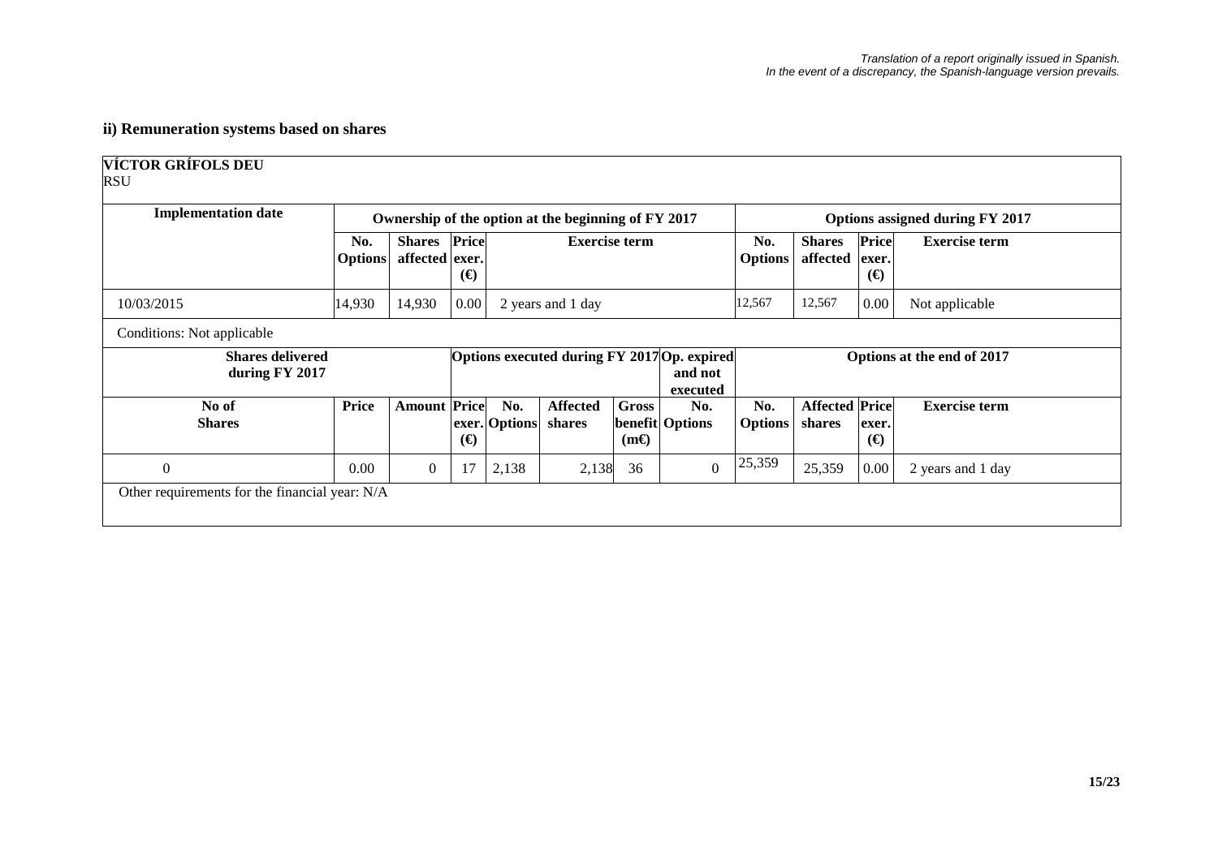*Translation of a report originally issued in Spanish.*
*In the event of a discrepancy, the Spanish-language version prevails.*

### ii) Remuneration systems based on shares

**VÍCTOR GRÍFOLS DEU**
RSU

| Implementation date | Ownership of the option at the beginning of FY 2017 | | | | Options assigned during FY 2017 | | | |
|---|---|---|---|---|---|---|---|---|
| | No. Options | Shares affected | Price exer. (€) | Exercise term | No. Options | Shares affected | Price exer. (€) | Exercise term |
| 10/03/2015 | 14,930 | 14,930 | 0.00 | 2 years and 1 day | 12,567 | 12,567 | 0.00 | Not applicable |

Conditions: Not applicable

| Shares delivered during FY 2017 | | | Options executed during FY 2017 | | | | Op. expired and not executed | Options at the end of 2017 | | | |
|---|---|---|---|---|---|---|---|---|---|---|---|
| No of Shares | Price | Amount | Price exer. (€) | No. Options | Affected shares | Gross benefit (m€) | No. Options | No. Options | Affected shares | Price exer. (€) | Exercise term |
| 0 | 0.00 | 0 | 17 | 2,138 | 2,138 | 36 | 0 | 25,359 | 25,359 | 0.00 | 2 years and 1 day |

Other requirements for the financial year: N/A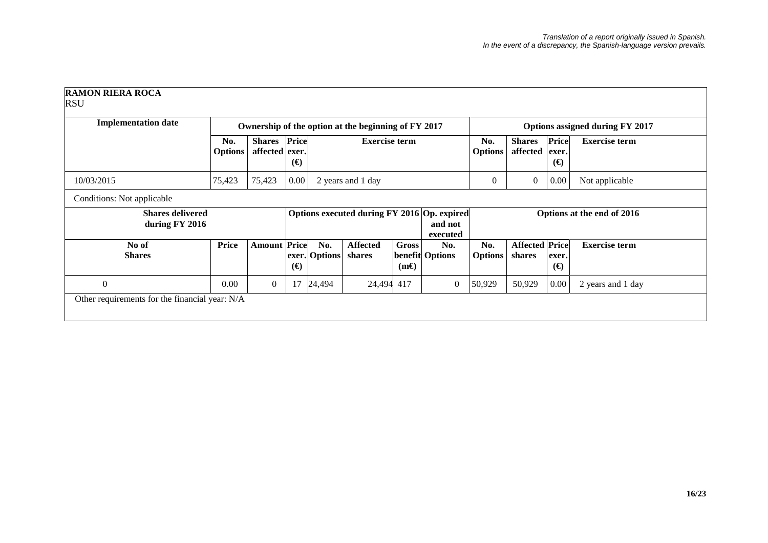*Translation of a report originally issued in Spanish.*
*In the event of a discrepancy, the Spanish-language version prevails.*

**RAMON RIERA ROCA**
RSU

| Implementation date | Ownership of the option at the beginning of FY 2017 | | | | Options assigned during FY 2017 | | | |
|---|---|---|---|---|---|---|---|---|
| | No. Options | Shares affected | Price exer. (€) | Exercise term | No. Options | Shares affected | Price exer. (€) | Exercise term |
| 10/03/2015 | 75,423 | 75,423 | 0.00 | 2 years and 1 day | 0 | 0 | 0.00 | Not applicable |

Conditions: Not applicable

| Shares delivered during FY 2016 | | | Options executed during FY 2016 | | | | Op. expired and not executed | Options at the end of 2016 | | | |
|---|---|---|---|---|---|---|---|---|---|---|---|
| No of Shares | Price | Amount | Price exer. (€) | No. Options | Affected shares | Gross benefit (m€) | No. Options | No. Options | Affected shares | Price exer. (€) | Exercise term |
| 0 | 0.00 | 0 | 17 | 24,494 | 24,494 | 417 | 0 | 50,929 | 50,929 | 0.00 | 2 years and 1 day |

Other requirements for the financial year: N/A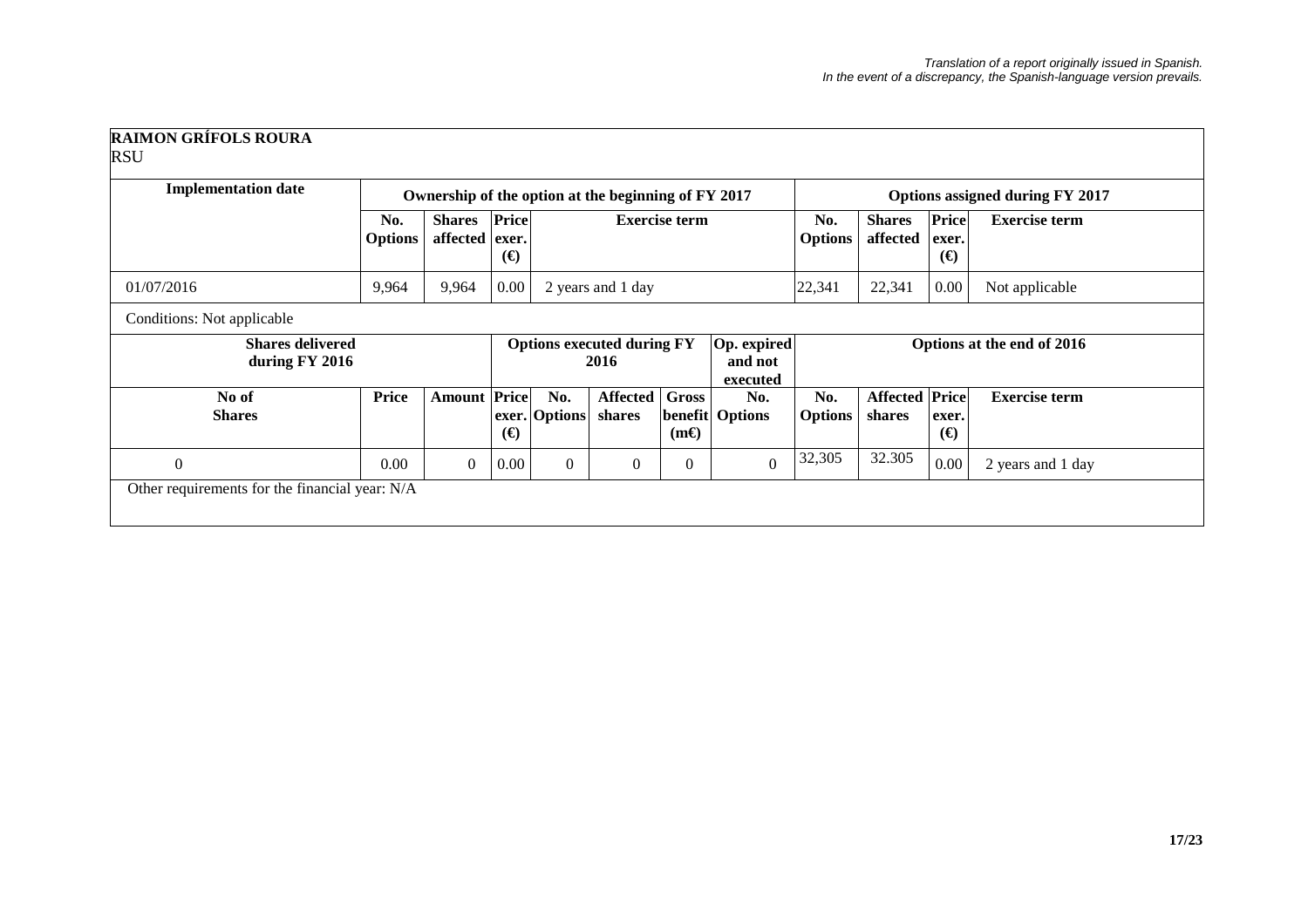*Translation of a report originally issued in Spanish.*
*In the event of a discrepancy, the Spanish-language version prevails.*

**RAIMON GRÍFOLS ROURA**

RSU

| Implementation date | Ownership of the option at the beginning of FY 2017 | | | | Options assigned during FY 2017 | | | |
|---|---|---|---|---|---|---|---|---|
| | No. Options | Shares affected | Price exer. (€) | Exercise term | No. Options | Shares affected | Price exer. (€) | Exercise term |
| 01/07/2016 | 9,964 | 9,964 | 0.00 | 2 years and 1 day | 22,341 | 22,341 | 0.00 | Not applicable |

Conditions: Not applicable

| Shares delivered during FY 2016 | | | Options executed during FY 2016 | | | | Op. expired and not executed | Options at the end of 2016 | | | |
|---|---|---|---|---|---|---|---|---|---|---|---|
| No of Shares | Price | Amount | Price exer. (€) | No. Options | Affected shares | Gross benefit (m€) | No. Options | No. Options | Affected shares | Price exer. (€) | Exercise term |
| 0 | 0.00 | 0 | 0.00 | 0 | 0 | 0 | 0 | 32,305 | 32.305 | 0.00 | 2 years and 1 day |

Other requirements for the financial year: N/A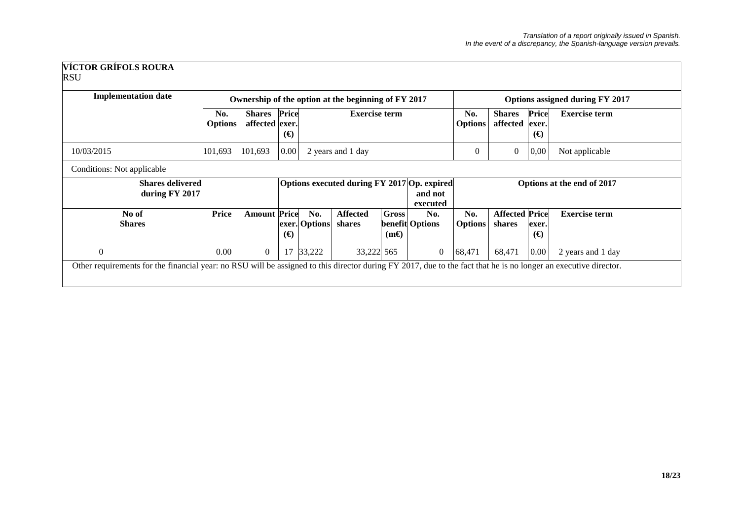*Translation of a report originally issued in Spanish.*
*In the event of a discrepancy, the Spanish-language version prevails.*

**VÍCTOR GRÍFOLS ROURA**
RSU

| Implementation date | Ownership of the option at the beginning of FY 2017 | | | | Options assigned during FY 2017 | | | |
|---|---|---|---|---|---|---|---|---|
| | No. Options | Shares affected | Price exer. (€) | Exercise term | No. Options | Shares affected | Price exer. (€) | Exercise term |
| 10/03/2015 | 101,693 | 101,693 | 0.00 | 2 years and 1 day | 0 | 0 | 0,00 | Not applicable |

Conditions: Not applicable

| Shares delivered during FY 2017 | | | Options executed during FY 2017 | | | | Op. expired and not executed | Options at the end of 2017 | | | |
|---|---|---|---|---|---|---|---|---|---|---|---|
| No of Shares | Price | Amount | Price exer. (€) | No. Options | Affected shares | Gross benefit (m€) | No. Options | No. Options | Affected shares | Price exer. (€) | Exercise term |
| 0 | 0.00 | 0 | 17 | 33,222 | 33,222 | 565 | 0 | 68,471 | 68,471 | 0.00 | 2 years and 1 day |

Other requirements for the financial year: no RSU will be assigned to this director during FY 2017, due to the fact that he is no longer an executive director.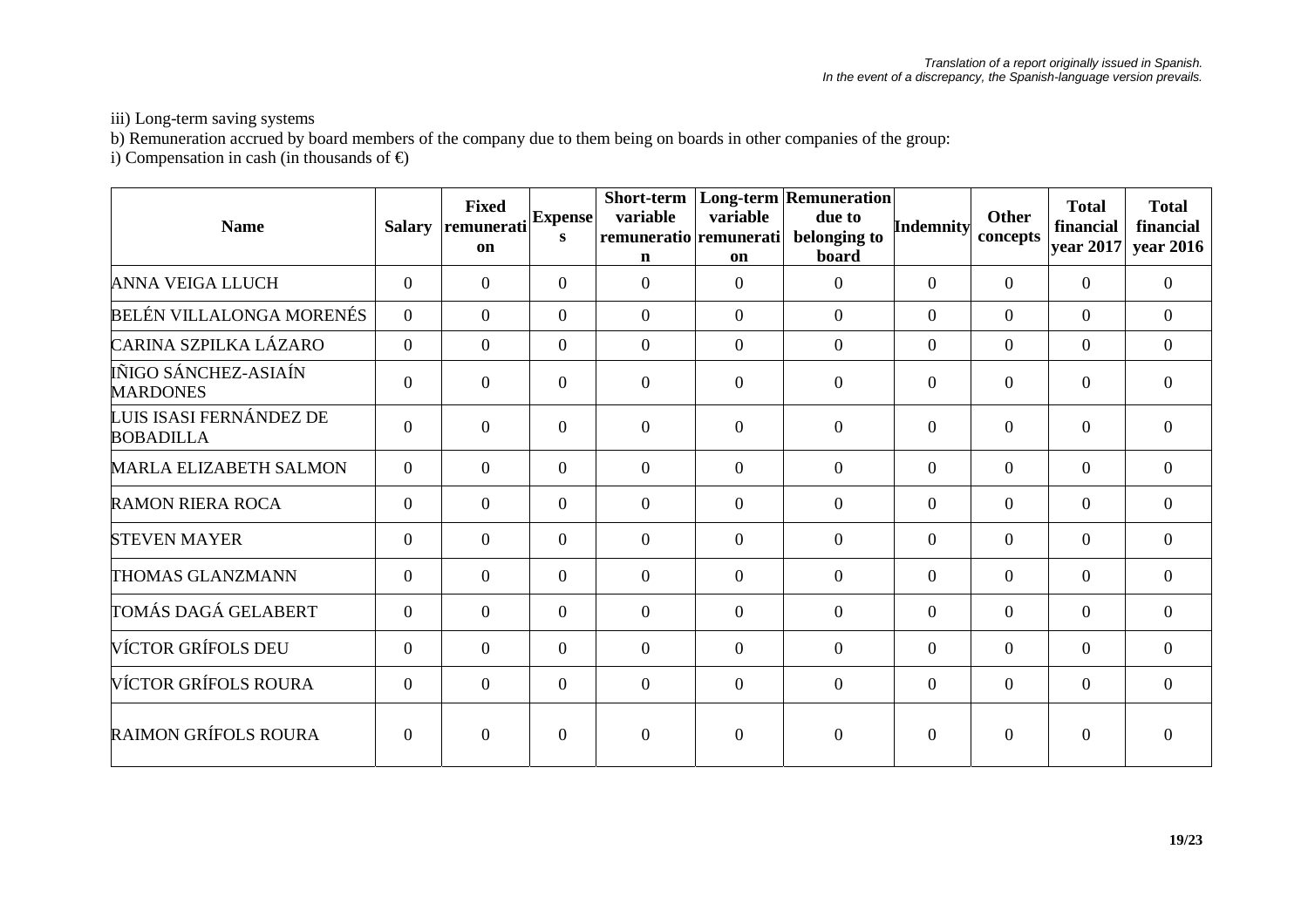*Translation of a report originally issued in Spanish.*
*In the event of a discrepancy, the Spanish-language version prevails.*

iii) Long-term saving systems

b) Remuneration accrued by board members of the company due to them being on boards in other companies of the group:

i) Compensation in cash (in thousands of €)

| Name | Salary | Fixed remuneration | Expenses | Short-term variable remuneration | Long-term variable remuneration | Remuneration due to belonging to board | Indemnity | Other concepts | Total financial year 2017 | Total financial year 2016 |
|---|---|---|---|---|---|---|---|---|---|---|
| ANNA VEIGA LLUCH | 0 | 0 | 0 | 0 | 0 | 0 | 0 | 0 | 0 | 0 |
| BELÉN VILLALONGA MORENÉS | 0 | 0 | 0 | 0 | 0 | 0 | 0 | 0 | 0 | 0 |
| CARINA SZPILKA LÁZARO | 0 | 0 | 0 | 0 | 0 | 0 | 0 | 0 | 0 | 0 |
| IÑIGO SÁNCHEZ-ASIAÍN MARDONES | 0 | 0 | 0 | 0 | 0 | 0 | 0 | 0 | 0 | 0 |
| LUIS ISASI FERNÁNDEZ DE BOBADILLA | 0 | 0 | 0 | 0 | 0 | 0 | 0 | 0 | 0 | 0 |
| MARLA ELIZABETH SALMON | 0 | 0 | 0 | 0 | 0 | 0 | 0 | 0 | 0 | 0 |
| RAMON RIERA ROCA | 0 | 0 | 0 | 0 | 0 | 0 | 0 | 0 | 0 | 0 |
| STEVEN MAYER | 0 | 0 | 0 | 0 | 0 | 0 | 0 | 0 | 0 | 0 |
| THOMAS GLANZMANN | 0 | 0 | 0 | 0 | 0 | 0 | 0 | 0 | 0 | 0 |
| TOMÁS DAGÁ GELABERT | 0 | 0 | 0 | 0 | 0 | 0 | 0 | 0 | 0 | 0 |
| VÍCTOR GRÍFOLS DEU | 0 | 0 | 0 | 0 | 0 | 0 | 0 | 0 | 0 | 0 |
| VÍCTOR GRÍFOLS ROURA | 0 | 0 | 0 | 0 | 0 | 0 | 0 | 0 | 0 | 0 |
| RAIMON GRÍFOLS ROURA | 0 | 0 | 0 | 0 | 0 | 0 | 0 | 0 | 0 | 0 |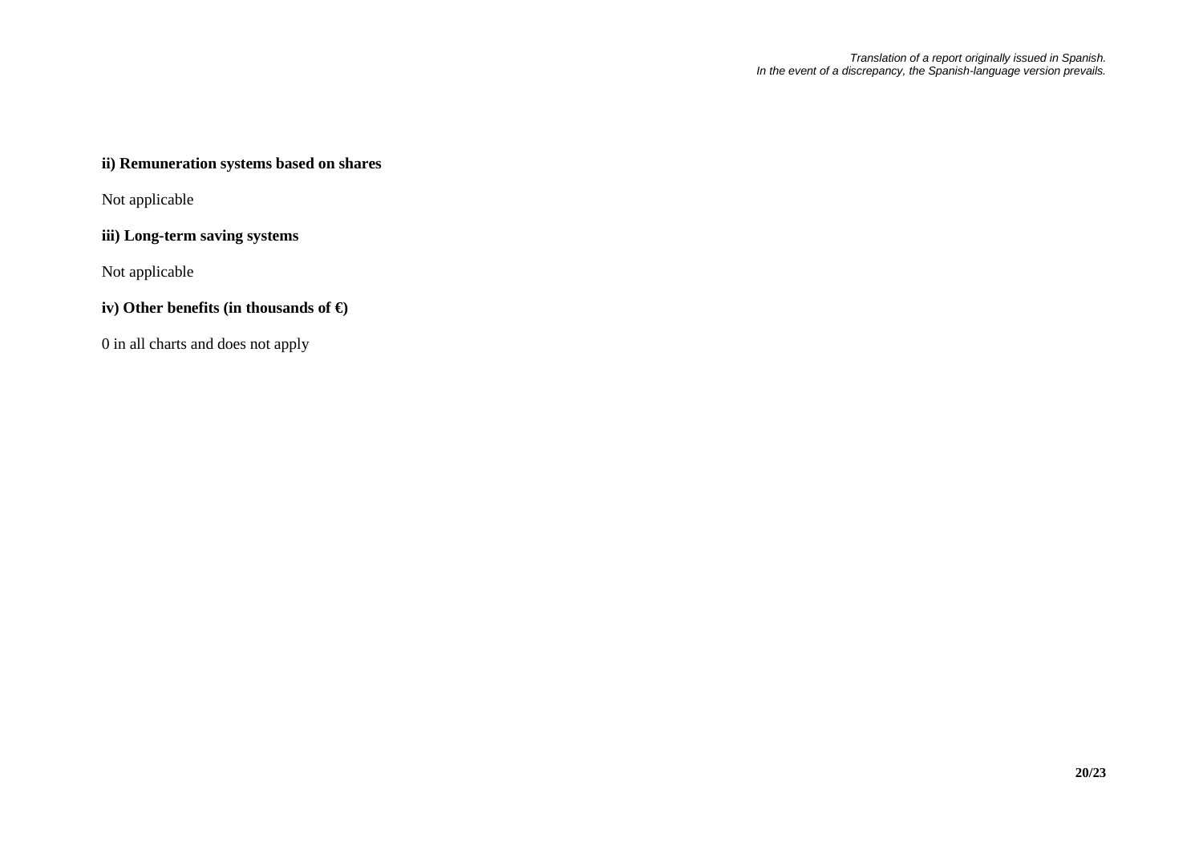**ii) Remuneration systems based on shares**

Not applicable

**iii) Long-term saving systems**

Not applicable

**iv) Other benefits (in thousands of €)**

0 in all charts and does not apply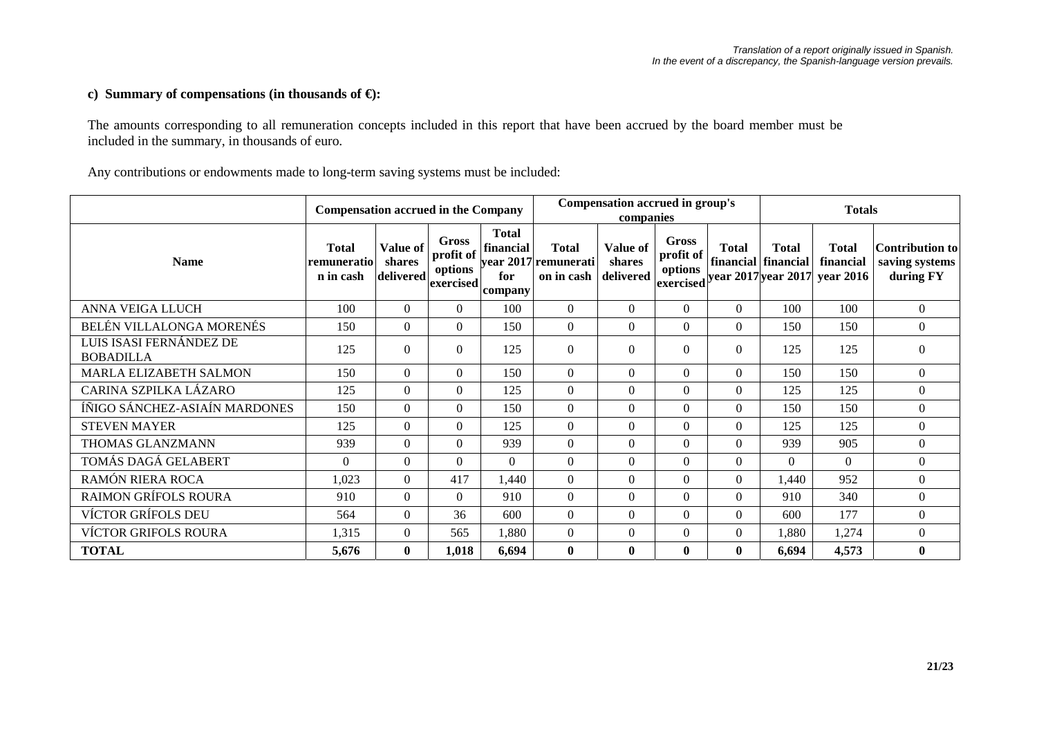*Translation of a report originally issued in Spanish.*
*In the event of a discrepancy, the Spanish-language version prevails.*

### c) Summary of compensations (in thousands of €):

The amounts corresponding to all remuneration concepts included in this report that have been accrued by the board member must be included in the summary, in thousands of euro.

Any contributions or endowments made to long-term saving systems must be included:

| | Compensation accrued in the Company | | | | Compensation accrued in group's companies | | | | Totals | | |
|---|---|---|---|---|---|---|---|---|---|---|---|
| **Name** | **Total remuneration in cash** | **Value of shares delivered** | **Gross profit of options exercised** | **Total financial year 2017 for company** | **Total remuneration in cash** | **Value of shares delivered** | **Gross profit of options exercised** | **Total financial year 2017** | **Total financial year 2017** | **Total financial year 2016** | **Contribution to saving systems during FY** |
| ANNA VEIGA LLUCH | 100 | 0 | 0 | 100 | 0 | 0 | 0 | 0 | 100 | 100 | 0 |
| BELÉN VILLALONGA MORENÉS | 150 | 0 | 0 | 150 | 0 | 0 | 0 | 0 | 150 | 150 | 0 |
| LUIS ISASI FERNÁNDEZ DE BOBADILLA | 125 | 0 | 0 | 125 | 0 | 0 | 0 | 0 | 125 | 125 | 0 |
| MARLA ELIZABETH SALMON | 150 | 0 | 0 | 150 | 0 | 0 | 0 | 0 | 150 | 150 | 0 |
| CARINA SZPILKA LÁZARO | 125 | 0 | 0 | 125 | 0 | 0 | 0 | 0 | 125 | 125 | 0 |
| ÍÑIGO SÁNCHEZ-ASIAÍN MARDONES | 150 | 0 | 0 | 150 | 0 | 0 | 0 | 0 | 150 | 150 | 0 |
| STEVEN MAYER | 125 | 0 | 0 | 125 | 0 | 0 | 0 | 0 | 125 | 125 | 0 |
| THOMAS GLANZMANN | 939 | 0 | 0 | 939 | 0 | 0 | 0 | 0 | 939 | 905 | 0 |
| TOMÁS DAGÁ GELABERT | 0 | 0 | 0 | 0 | 0 | 0 | 0 | 0 | 0 | 0 | 0 |
| RAMÓN RIERA ROCA | 1,023 | 0 | 417 | 1,440 | 0 | 0 | 0 | 0 | 1,440 | 952 | 0 |
| RAIMON GRÍFOLS ROURA | 910 | 0 | 0 | 910 | 0 | 0 | 0 | 0 | 910 | 340 | 0 |
| VÍCTOR GRÍFOLS DEU | 564 | 0 | 36 | 600 | 0 | 0 | 0 | 0 | 600 | 177 | 0 |
| VÍCTOR GRIFOLS ROURA | 1,315 | 0 | 565 | 1,880 | 0 | 0 | 0 | 0 | 1,880 | 1,274 | 0 |
| **TOTAL** | **5,676** | **0** | **1,018** | **6,694** | **0** | **0** | **0** | **0** | **6,694** | **4,573** | **0** |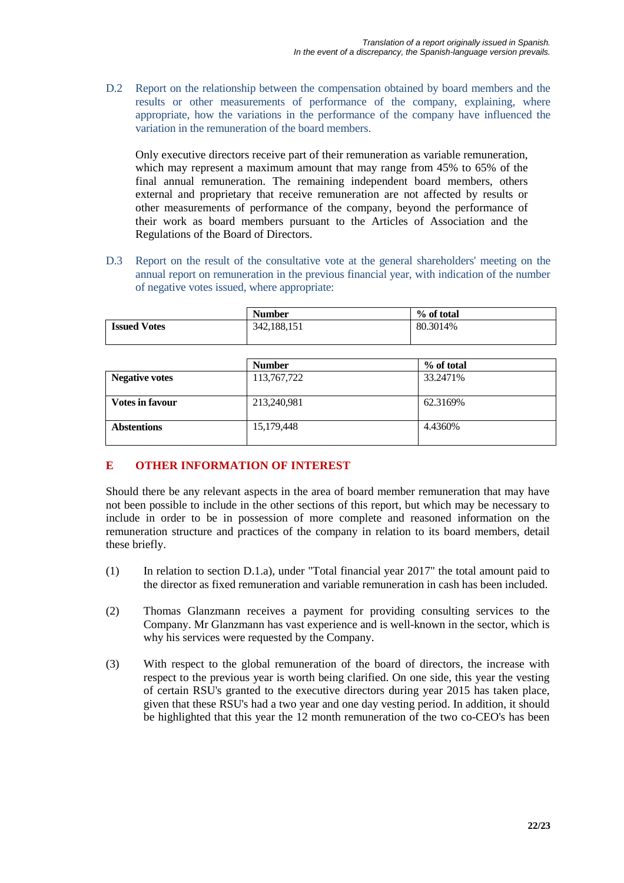*Translation of a report originally issued in Spanish.*
*In the event of a discrepancy, the Spanish-language version prevails.*

D.2 Report on the relationship between the compensation obtained by board members and the results or other measurements of performance of the company, explaining, where appropriate, how the variations in the performance of the company have influenced the variation in the remuneration of the board members.

Only executive directors receive part of their remuneration as variable remuneration, which may represent a maximum amount that may range from 45% to 65% of the final annual remuneration. The remaining independent board members, others external and proprietary that receive remuneration are not affected by results or other measurements of performance of the company, beyond the performance of their work as board members pursuant to the Articles of Association and the Regulations of the Board of Directors.

D.3 Report on the result of the consultative vote at the general shareholders' meeting on the annual report on remuneration in the previous financial year, with indication of the number of negative votes issued, where appropriate:

| | Number | % of total |
|---|---|---|
| **Issued Votes** | 342,188,151 | 80.3014% |

| | Number | % of total |
|---|---|---|
| **Negative votes** | 113,767,722 | 33.2471% |
| **Votes in favour** | 213,240,981 | 62.3169% |
| **Abstentions** | 15,179,448 | 4.4360% |

## E OTHER INFORMATION OF INTEREST

Should there be any relevant aspects in the area of board member remuneration that may have not been possible to include in the other sections of this report, but which may be necessary to include in order to be in possession of more complete and reasoned information on the remuneration structure and practices of the company in relation to its board members, detail these briefly.

(1) In relation to section D.1.a), under "Total financial year 2017" the total amount paid to the director as fixed remuneration and variable remuneration in cash has been included.

(2) Thomas Glanzmann receives a payment for providing consulting services to the Company. Mr Glanzmann has vast experience and is well-known in the sector, which is why his services were requested by the Company.

(3) With respect to the global remuneration of the board of directors, the increase with respect to the previous year is worth being clarified. On one side, this year the vesting of certain RSU's granted to the executive directors during year 2015 has taken place, given that these RSU's had a two year and one day vesting period. In addition, it should be highlighted that this year the 12 month remuneration of the two co-CEO's has been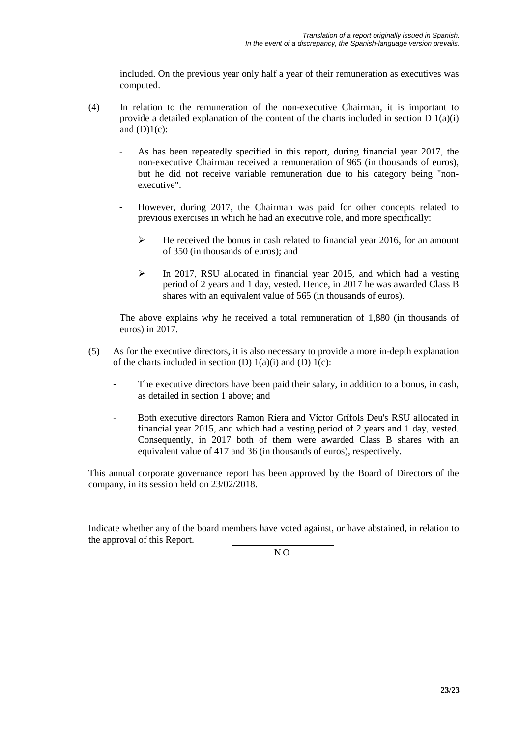included. On the previous year only half a year of their remuneration as executives was computed.

(4) In relation to the remuneration of the non-executive Chairman, it is important to provide a detailed explanation of the content of the charts included in section D 1(a)(i) and (D)1(c):

- As has been repeatedly specified in this report, during financial year 2017, the non-executive Chairman received a remuneration of 965 (in thousands of euros), but he did not receive variable remuneration due to his category being "non-executive".

- However, during 2017, the Chairman was paid for other concepts related to previous exercises in which he had an executive role, and more specifically:

  - He received the bonus in cash related to financial year 2016, for an amount of 350 (in thousands of euros); and

  - In 2017, RSU allocated in financial year 2015, and which had a vesting period of 2 years and 1 day, vested. Hence, in 2017 he was awarded Class B shares with an equivalent value of 565 (in thousands of euros).

The above explains why he received a total remuneration of 1,880 (in thousands of euros) in 2017.

(5) As for the executive directors, it is also necessary to provide a more in-depth explanation of the charts included in section (D) 1(a)(i) and (D) 1(c):

- The executive directors have been paid their salary, in addition to a bonus, in cash, as detailed in section 1 above; and

- Both executive directors Ramon Riera and Víctor Grífols Deu's RSU allocated in financial year 2015, and which had a vesting period of 2 years and 1 day, vested. Consequently, in 2017 both of them were awarded Class B shares with an equivalent value of 417 and 36 (in thousands of euros), respectively.

This annual corporate governance report has been approved by the Board of Directors of the company, in its session held on 23/02/2018.

Indicate whether any of the board members have voted against, or have abstained, in relation to the approval of this Report.

NO